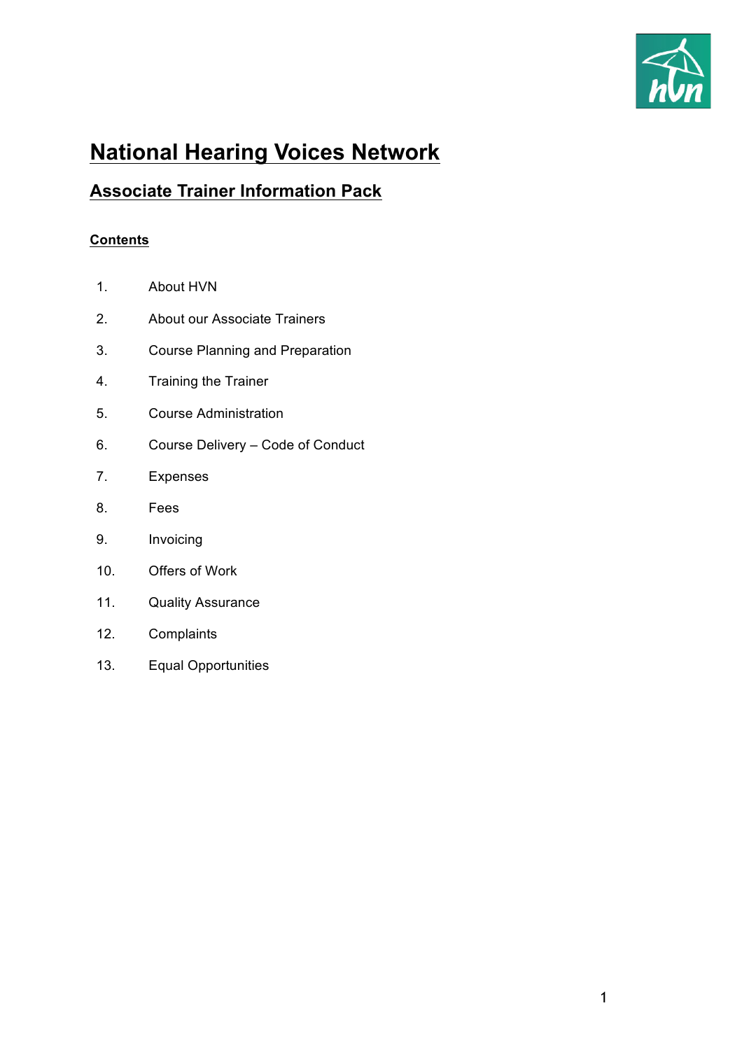# National Hearing Voices Network

## Associate Trainer Information Pack

**Contents**

1. About HVN
2. About our Associate Trainers
3. Course Planning and Preparation
4. Training the Trainer
5. Course Administration
6. Course Delivery – Code of Conduct
7. Expenses
8. Fees
9. Invoicing
10. Offers of Work
11. Quality Assurance
12. Complaints
13. Equal Opportunities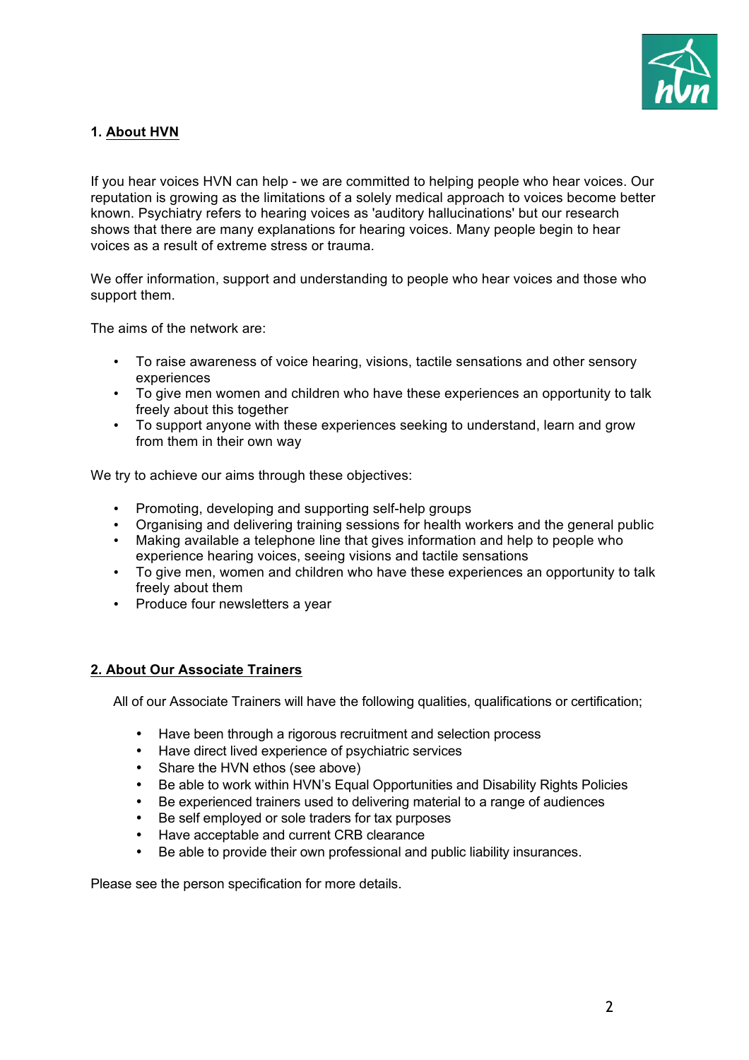## 1. About HVN

If you hear voices HVN can help - we are committed to helping people who hear voices. Our reputation is growing as the limitations of a solely medical approach to voices become better known. Psychiatry refers to hearing voices as 'auditory hallucinations' but our research shows that there are many explanations for hearing voices. Many people begin to hear voices as a result of extreme stress or trauma.

We offer information, support and understanding to people who hear voices and those who support them.

The aims of the network are:

- To raise awareness of voice hearing, visions, tactile sensations and other sensory experiences
- To give men women and children who have these experiences an opportunity to talk freely about this together
- To support anyone with these experiences seeking to understand, learn and grow from them in their own way

We try to achieve our aims through these objectives:

- Promoting, developing and supporting self-help groups
- Organising and delivering training sessions for health workers and the general public
- Making available a telephone line that gives information and help to people who experience hearing voices, seeing visions and tactile sensations
- To give men, women and children who have these experiences an opportunity to talk freely about them
- Produce four newsletters a year

## 2. About Our Associate Trainers

All of our Associate Trainers will have the following qualities, qualifications or certification;

- Have been through a rigorous recruitment and selection process
- Have direct lived experience of psychiatric services
- Share the HVN ethos (see above)
- Be able to work within HVN's Equal Opportunities and Disability Rights Policies
- Be experienced trainers used to delivering material to a range of audiences
- Be self employed or sole traders for tax purposes
- Have acceptable and current CRB clearance
- Be able to provide their own professional and public liability insurances.

Please see the person specification for more details.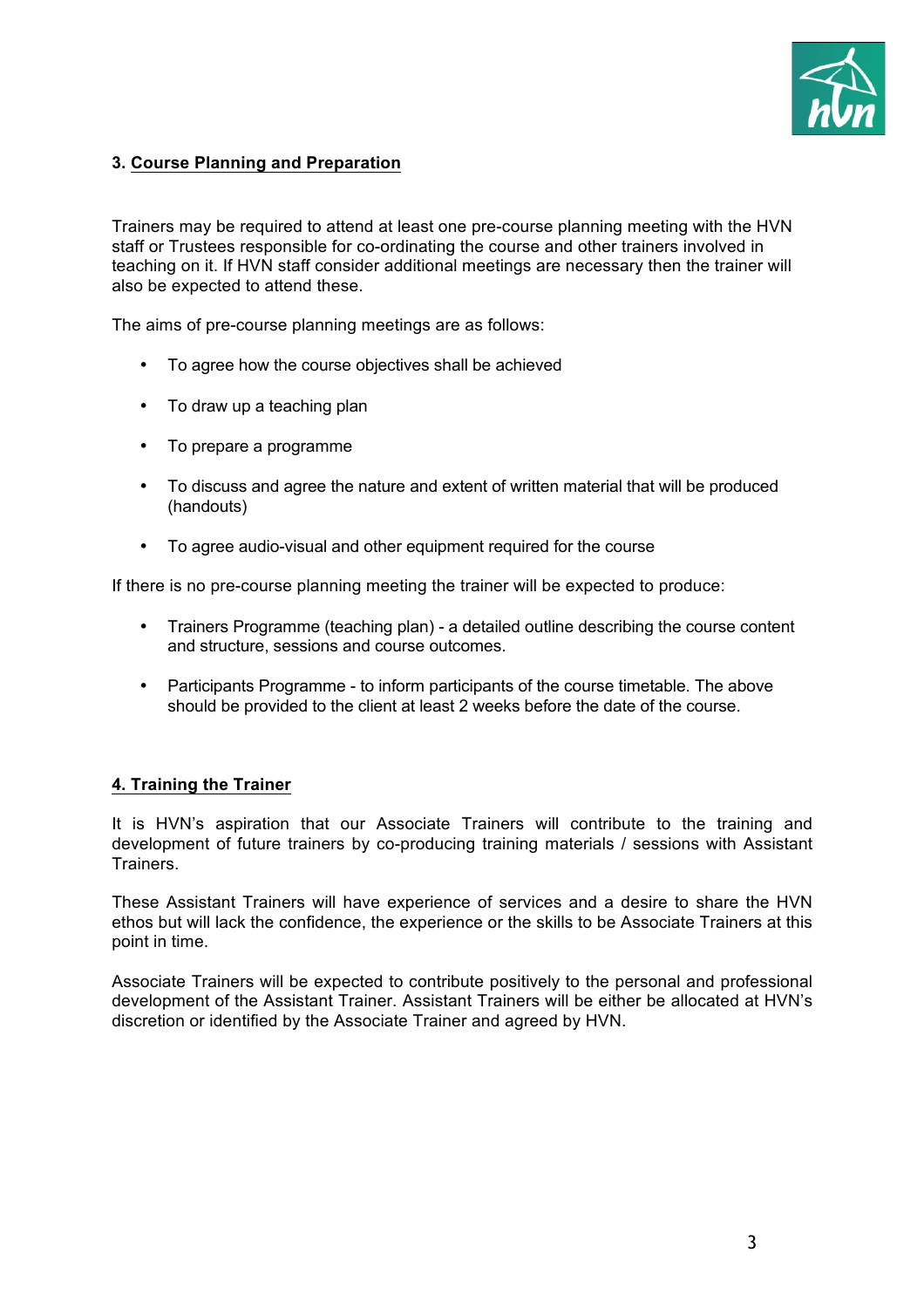## 3. Course Planning and Preparation

Trainers may be required to attend at least one pre-course planning meeting with the HVN staff or Trustees responsible for co-ordinating the course and other trainers involved in teaching on it. If HVN staff consider additional meetings are necessary then the trainer will also be expected to attend these.

The aims of pre-course planning meetings are as follows:

- To agree how the course objectives shall be achieved
- To draw up a teaching plan
- To prepare a programme
- To discuss and agree the nature and extent of written material that will be produced (handouts)
- To agree audio-visual and other equipment required for the course

If there is no pre-course planning meeting the trainer will be expected to produce:

- Trainers Programme (teaching plan) - a detailed outline describing the course content and structure, sessions and course outcomes.
- Participants Programme - to inform participants of the course timetable. The above should be provided to the client at least 2 weeks before the date of the course.

## 4. Training the Trainer

It is HVN's aspiration that our Associate Trainers will contribute to the training and development of future trainers by co-producing training materials / sessions with Assistant Trainers.

These Assistant Trainers will have experience of services and a desire to share the HVN ethos but will lack the confidence, the experience or the skills to be Associate Trainers at this point in time.

Associate Trainers will be expected to contribute positively to the personal and professional development of the Assistant Trainer. Assistant Trainers will be either be allocated at HVN's discretion or identified by the Associate Trainer and agreed by HVN.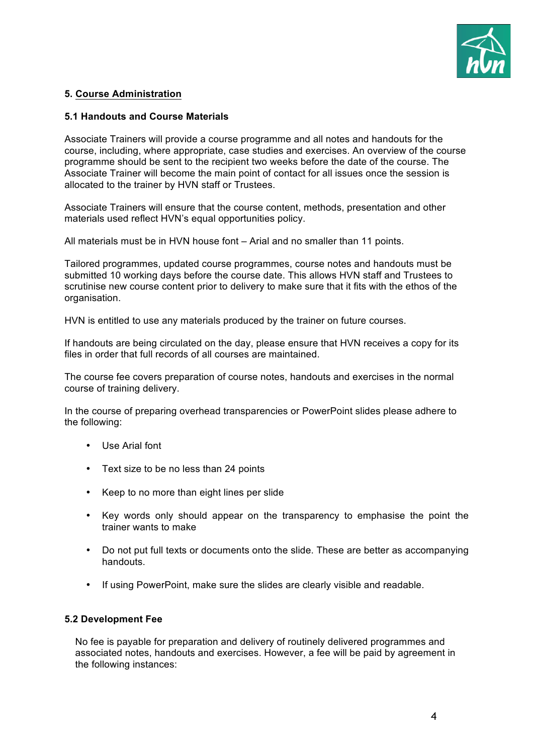## 5. Course Administration

### 5.1 Handouts and Course Materials

Associate Trainers will provide a course programme and all notes and handouts for the course, including, where appropriate, case studies and exercises. An overview of the course programme should be sent to the recipient two weeks before the date of the course. The Associate Trainer will become the main point of contact for all issues once the session is allocated to the trainer by HVN staff or Trustees.

Associate Trainers will ensure that the course content, methods, presentation and other materials used reflect HVN's equal opportunities policy.

All materials must be in HVN house font – Arial and no smaller than 11 points.

Tailored programmes, updated course programmes, course notes and handouts must be submitted 10 working days before the course date. This allows HVN staff and Trustees to scrutinise new course content prior to delivery to make sure that it fits with the ethos of the organisation.

HVN is entitled to use any materials produced by the trainer on future courses.

If handouts are being circulated on the day, please ensure that HVN receives a copy for its files in order that full records of all courses are maintained.

The course fee covers preparation of course notes, handouts and exercises in the normal course of training delivery.

In the course of preparing overhead transparencies or PowerPoint slides please adhere to the following:

- Use Arial font
- Text size to be no less than 24 points
- Keep to no more than eight lines per slide
- Key words only should appear on the transparency to emphasise the point the trainer wants to make
- Do not put full texts or documents onto the slide. These are better as accompanying handouts.
- If using PowerPoint, make sure the slides are clearly visible and readable.

### 5.2 Development Fee

No fee is payable for preparation and delivery of routinely delivered programmes and associated notes, handouts and exercises. However, a fee will be paid by agreement in the following instances: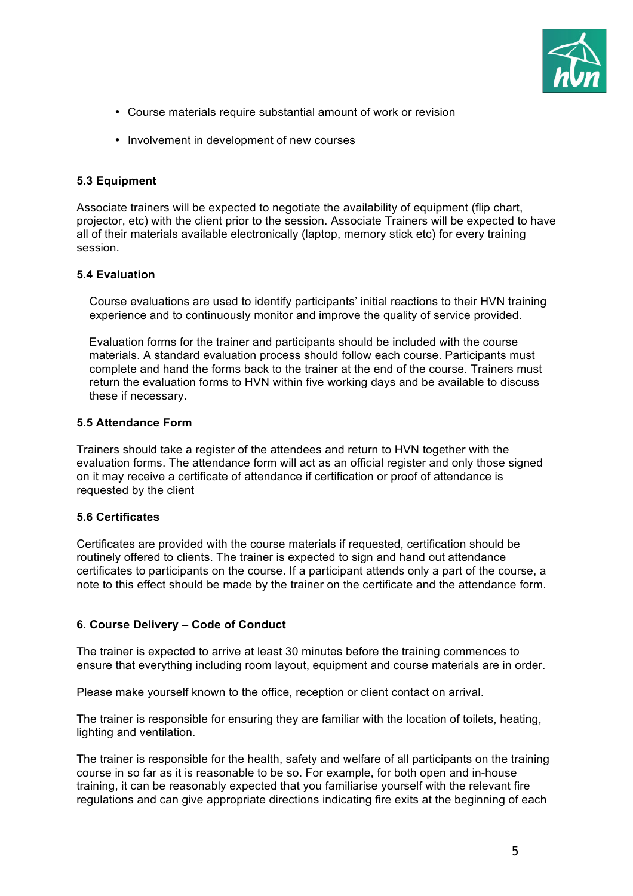- Course materials require substantial amount of work or revision
- Involvement in development of new courses

**5.3 Equipment**

Associate trainers will be expected to negotiate the availability of equipment (flip chart, projector, etc) with the client prior to the session. Associate Trainers will be expected to have all of their materials available electronically (laptop, memory stick etc) for every training session.

**5.4 Evaluation**

Course evaluations are used to identify participants' initial reactions to their HVN training experience and to continuously monitor and improve the quality of service provided.

Evaluation forms for the trainer and participants should be included with the course materials. A standard evaluation process should follow each course. Participants must complete and hand the forms back to the trainer at the end of the course. Trainers must return the evaluation forms to HVN within five working days and be available to discuss these if necessary.

**5.5 Attendance Form**

Trainers should take a register of the attendees and return to HVN together with the evaluation forms. The attendance form will act as an official register and only those signed on it may receive a certificate of attendance if certification or proof of attendance is requested by the client

**5.6 Certificates**

Certificates are provided with the course materials if requested, certification should be routinely offered to clients. The trainer is expected to sign and hand out attendance certificates to participants on the course. If a participant attends only a part of the course, a note to this effect should be made by the trainer on the certificate and the attendance form.

**6. Course Delivery – Code of Conduct**

The trainer is expected to arrive at least 30 minutes before the training commences to ensure that everything including room layout, equipment and course materials are in order.

Please make yourself known to the office, reception or client contact on arrival.

The trainer is responsible for ensuring they are familiar with the location of toilets, heating, lighting and ventilation.

The trainer is responsible for the health, safety and welfare of all participants on the training course in so far as it is reasonable to be so. For example, for both open and in-house training, it can be reasonably expected that you familiarise yourself with the relevant fire regulations and can give appropriate directions indicating fire exits at the beginning of each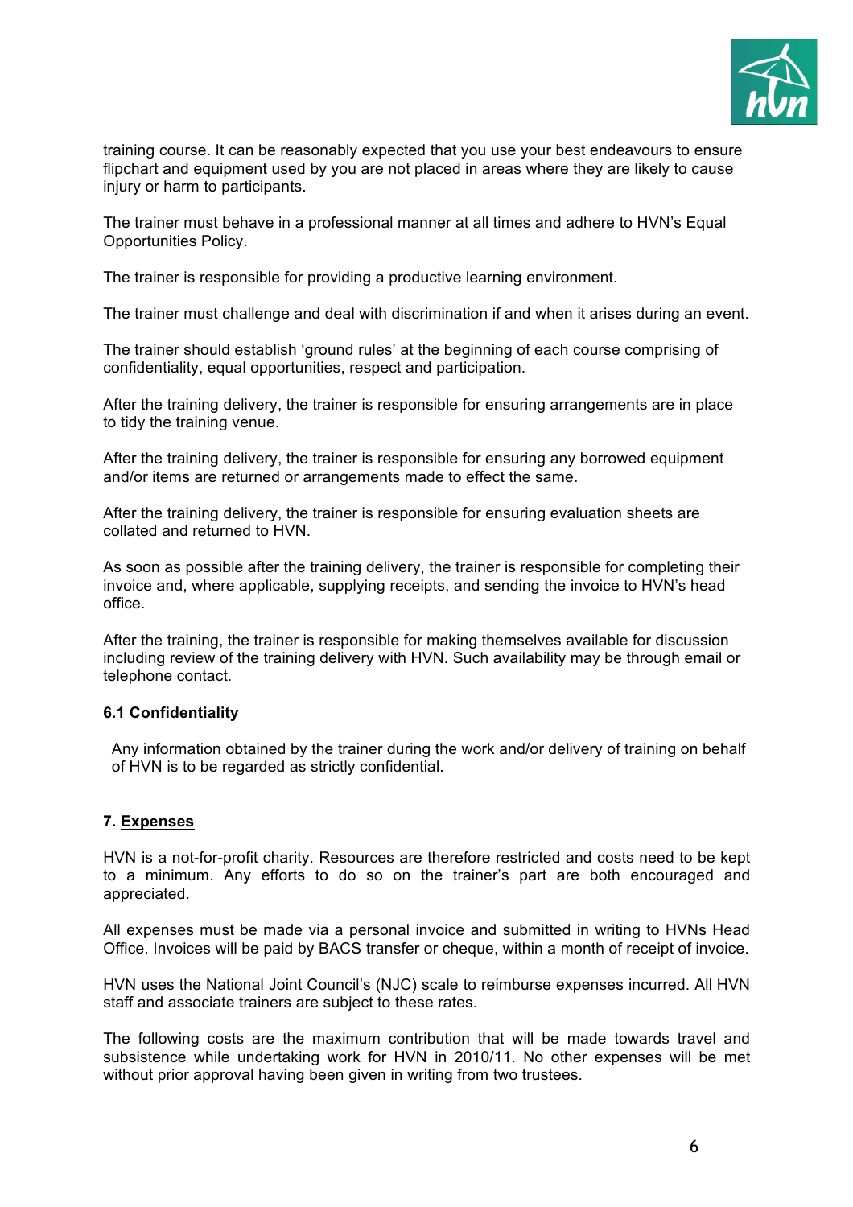training course. It can be reasonably expected that you use your best endeavours to ensure flipchart and equipment used by you are not placed in areas where they are likely to cause injury or harm to participants.

The trainer must behave in a professional manner at all times and adhere to HVN's Equal Opportunities Policy.

The trainer is responsible for providing a productive learning environment.

The trainer must challenge and deal with discrimination if and when it arises during an event.

The trainer should establish 'ground rules' at the beginning of each course comprising of confidentiality, equal opportunities, respect and participation.

After the training delivery, the trainer is responsible for ensuring arrangements are in place to tidy the training venue.

After the training delivery, the trainer is responsible for ensuring any borrowed equipment and/or items are returned or arrangements made to effect the same.

After the training delivery, the trainer is responsible for ensuring evaluation sheets are collated and returned to HVN.

As soon as possible after the training delivery, the trainer is responsible for completing their invoice and, where applicable, supplying receipts, and sending the invoice to HVN's head office.

After the training, the trainer is responsible for making themselves available for discussion including review of the training delivery with HVN. Such availability may be through email or telephone contact.

### 6.1 Confidentiality

Any information obtained by the trainer during the work and/or delivery of training on behalf of HVN is to be regarded as strictly confidential.

## 7. Expenses

HVN is a not-for-profit charity. Resources are therefore restricted and costs need to be kept to a minimum. Any efforts to do so on the trainer's part are both encouraged and appreciated.

All expenses must be made via a personal invoice and submitted in writing to HVNs Head Office. Invoices will be paid by BACS transfer or cheque, within a month of receipt of invoice.

HVN uses the National Joint Council's (NJC) scale to reimburse expenses incurred. All HVN staff and associate trainers are subject to these rates.

The following costs are the maximum contribution that will be made towards travel and subsistence while undertaking work for HVN in 2010/11. No other expenses will be met without prior approval having been given in writing from two trustees.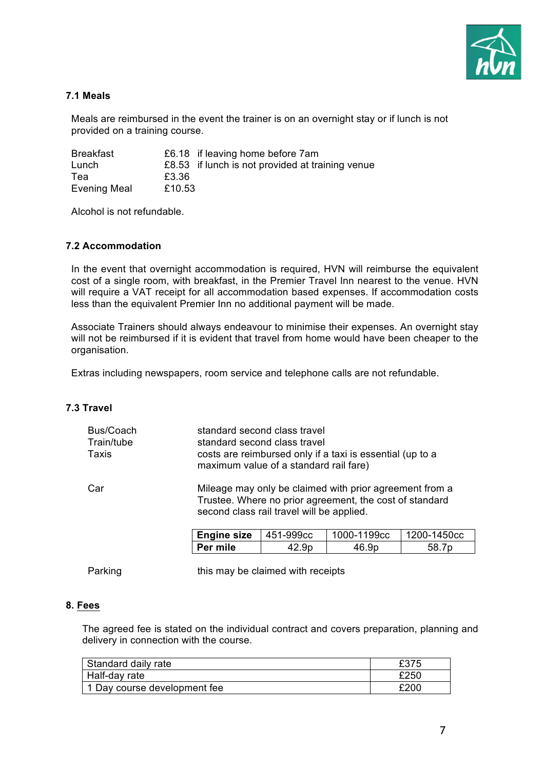### 7.1 Meals

Meals are reimbursed in the event the trainer is on an overnight stay or if lunch is not provided on a training course.

| | | |
|---|---|---|
| Breakfast | £6.18 | if leaving home before 7am |
| Lunch | £8.53 | if lunch is not provided at training venue |
| Tea | £3.36 | |
| Evening Meal | £10.53 | |

Alcohol is not refundable.

### 7.2 Accommodation

In the event that overnight accommodation is required, HVN will reimburse the equivalent cost of a single room, with breakfast, in the Premier Travel Inn nearest to the venue. HVN will require a VAT receipt for all accommodation based expenses. If accommodation costs less than the equivalent Premier Inn no additional payment will be made.

Associate Trainers should always endeavour to minimise their expenses. An overnight stay will not be reimbursed if it is evident that travel from home would have been cheaper to the organisation.

Extras including newspapers, room service and telephone calls are not refundable.

### 7.3 Travel

| | |
|---|---|
| Bus/Coach | standard second class travel |
| Train/tube | standard second class travel |
| Taxis | costs are reimbursed only if a taxi is essential (up to a maximum value of a standard rail fare) |
| Car | Mileage may only be claimed with prior agreement from a Trustee. Where no prior agreement, the cost of standard second class rail travel will be applied. |

| **Engine size** | 451-999cc | 1000-1199cc | 1200-1450cc |
|---|---|---|---|
| **Per mile** | 42.9p | 46.9p | 58.7p |

| | |
|---|---|
| Parking | this may be claimed with receipts |

### 8. Fees

The agreed fee is stated on the individual contract and covers preparation, planning and delivery in connection with the course.

| | |
|---|---|
| Standard daily rate | £375 |
| Half-day rate | £250 |
| 1 Day course development fee | £200 |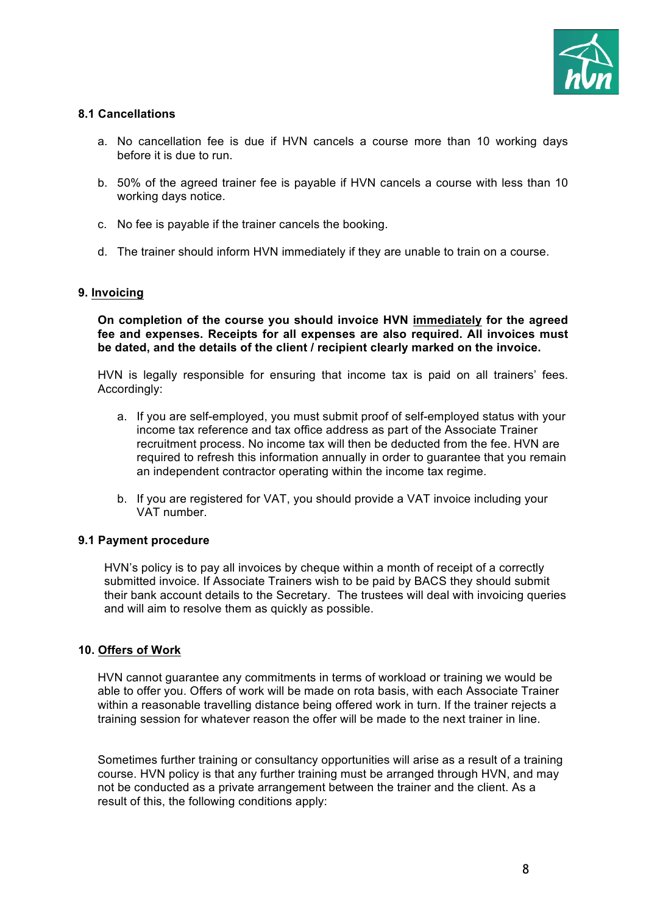### 8.1 Cancellations

a. No cancellation fee is due if HVN cancels a course more than 10 working days before it is due to run.

b. 50% of the agreed trainer fee is payable if HVN cancels a course with less than 10 working days notice.

c. No fee is payable if the trainer cancels the booking.

d. The trainer should inform HVN immediately if they are unable to train on a course.

## 9. Invoicing

**On completion of the course you should invoice HVN immediately for the agreed fee and expenses. Receipts for all expenses are also required. All invoices must be dated, and the details of the client / recipient clearly marked on the invoice.**

HVN is legally responsible for ensuring that income tax is paid on all trainers' fees. Accordingly:

a. If you are self-employed, you must submit proof of self-employed status with your income tax reference and tax office address as part of the Associate Trainer recruitment process. No income tax will then be deducted from the fee. HVN are required to refresh this information annually in order to guarantee that you remain an independent contractor operating within the income tax regime.

b. If you are registered for VAT, you should provide a VAT invoice including your VAT number.

### 9.1 Payment procedure

HVN's policy is to pay all invoices by cheque within a month of receipt of a correctly submitted invoice. If Associate Trainers wish to be paid by BACS they should submit their bank account details to the Secretary. The trustees will deal with invoicing queries and will aim to resolve them as quickly as possible.

## 10. Offers of Work

HVN cannot guarantee any commitments in terms of workload or training we would be able to offer you. Offers of work will be made on rota basis, with each Associate Trainer within a reasonable travelling distance being offered work in turn. If the trainer rejects a training session for whatever reason the offer will be made to the next trainer in line.

Sometimes further training or consultancy opportunities will arise as a result of a training course. HVN policy is that any further training must be arranged through HVN, and may not be conducted as a private arrangement between the trainer and the client. As a result of this, the following conditions apply: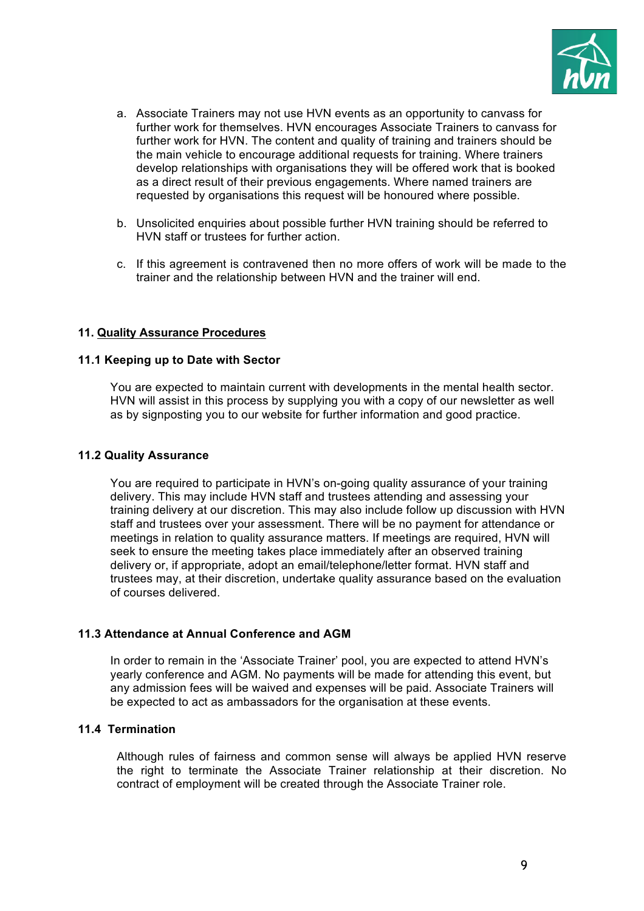a. Associate Trainers may not use HVN events as an opportunity to canvass for further work for themselves. HVN encourages Associate Trainers to canvass for further work for HVN. The content and quality of training and trainers should be the main vehicle to encourage additional requests for training. Where trainers develop relationships with organisations they will be offered work that is booked as a direct result of their previous engagements. Where named trainers are requested by organisations this request will be honoured where possible.

b. Unsolicited enquiries about possible further HVN training should be referred to HVN staff or trustees for further action.

c. If this agreement is contravened then no more offers of work will be made to the trainer and the relationship between HVN and the trainer will end.

## 11. Quality Assurance Procedures

### 11.1 Keeping up to Date with Sector

You are expected to maintain current with developments in the mental health sector. HVN will assist in this process by supplying you with a copy of our newsletter as well as by signposting you to our website for further information and good practice.

### 11.2 Quality Assurance

You are required to participate in HVN's on-going quality assurance of your training delivery. This may include HVN staff and trustees attending and assessing your training delivery at our discretion. This may also include follow up discussion with HVN staff and trustees over your assessment. There will be no payment for attendance or meetings in relation to quality assurance matters. If meetings are required, HVN will seek to ensure the meeting takes place immediately after an observed training delivery or, if appropriate, adopt an email/telephone/letter format. HVN staff and trustees may, at their discretion, undertake quality assurance based on the evaluation of courses delivered.

### 11.3 Attendance at Annual Conference and AGM

In order to remain in the 'Associate Trainer' pool, you are expected to attend HVN's yearly conference and AGM. No payments will be made for attending this event, but any admission fees will be waived and expenses will be paid. Associate Trainers will be expected to act as ambassadors for the organisation at these events.

### 11.4 Termination

Although rules of fairness and common sense will always be applied HVN reserve the right to terminate the Associate Trainer relationship at their discretion. No contract of employment will be created through the Associate Trainer role.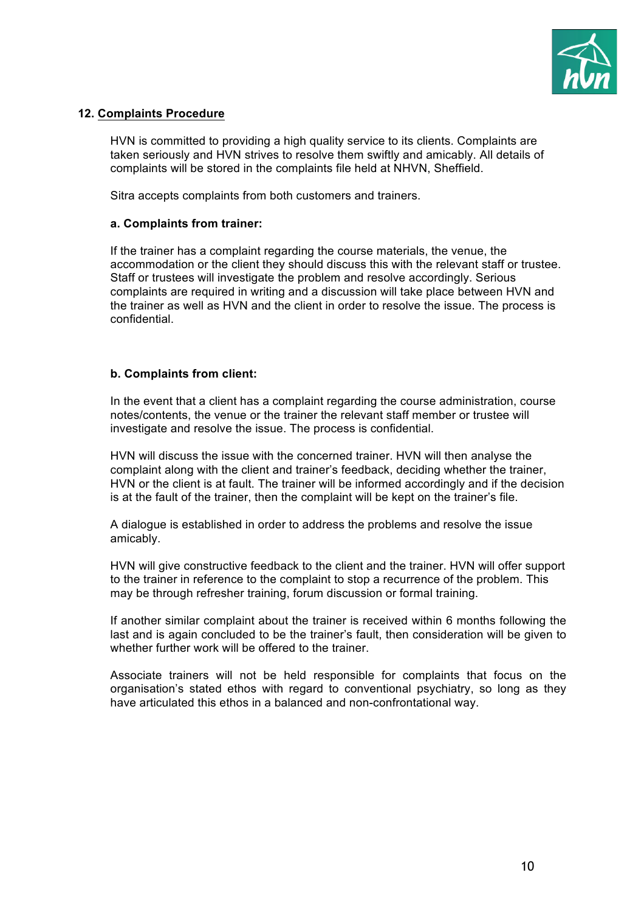## 12. Complaints Procedure

HVN is committed to providing a high quality service to its clients. Complaints are taken seriously and HVN strives to resolve them swiftly and amicably. All details of complaints will be stored in the complaints file held at NHVN, Sheffield.

Sitra accepts complaints from both customers and trainers.

### a. Complaints from trainer:

If the trainer has a complaint regarding the course materials, the venue, the accommodation or the client they should discuss this with the relevant staff or trustee. Staff or trustees will investigate the problem and resolve accordingly. Serious complaints are required in writing and a discussion will take place between HVN and the trainer as well as HVN and the client in order to resolve the issue. The process is confidential.

### b. Complaints from client:

In the event that a client has a complaint regarding the course administration, course notes/contents, the venue or the trainer the relevant staff member or trustee will investigate and resolve the issue. The process is confidential.

HVN will discuss the issue with the concerned trainer. HVN will then analyse the complaint along with the client and trainer's feedback, deciding whether the trainer, HVN or the client is at fault. The trainer will be informed accordingly and if the decision is at the fault of the trainer, then the complaint will be kept on the trainer's file.

A dialogue is established in order to address the problems and resolve the issue amicably.

HVN will give constructive feedback to the client and the trainer. HVN will offer support to the trainer in reference to the complaint to stop a recurrence of the problem. This may be through refresher training, forum discussion or formal training.

If another similar complaint about the trainer is received within 6 months following the last and is again concluded to be the trainer's fault, then consideration will be given to whether further work will be offered to the trainer.

Associate trainers will not be held responsible for complaints that focus on the organisation's stated ethos with regard to conventional psychiatry, so long as they have articulated this ethos in a balanced and non-confrontational way.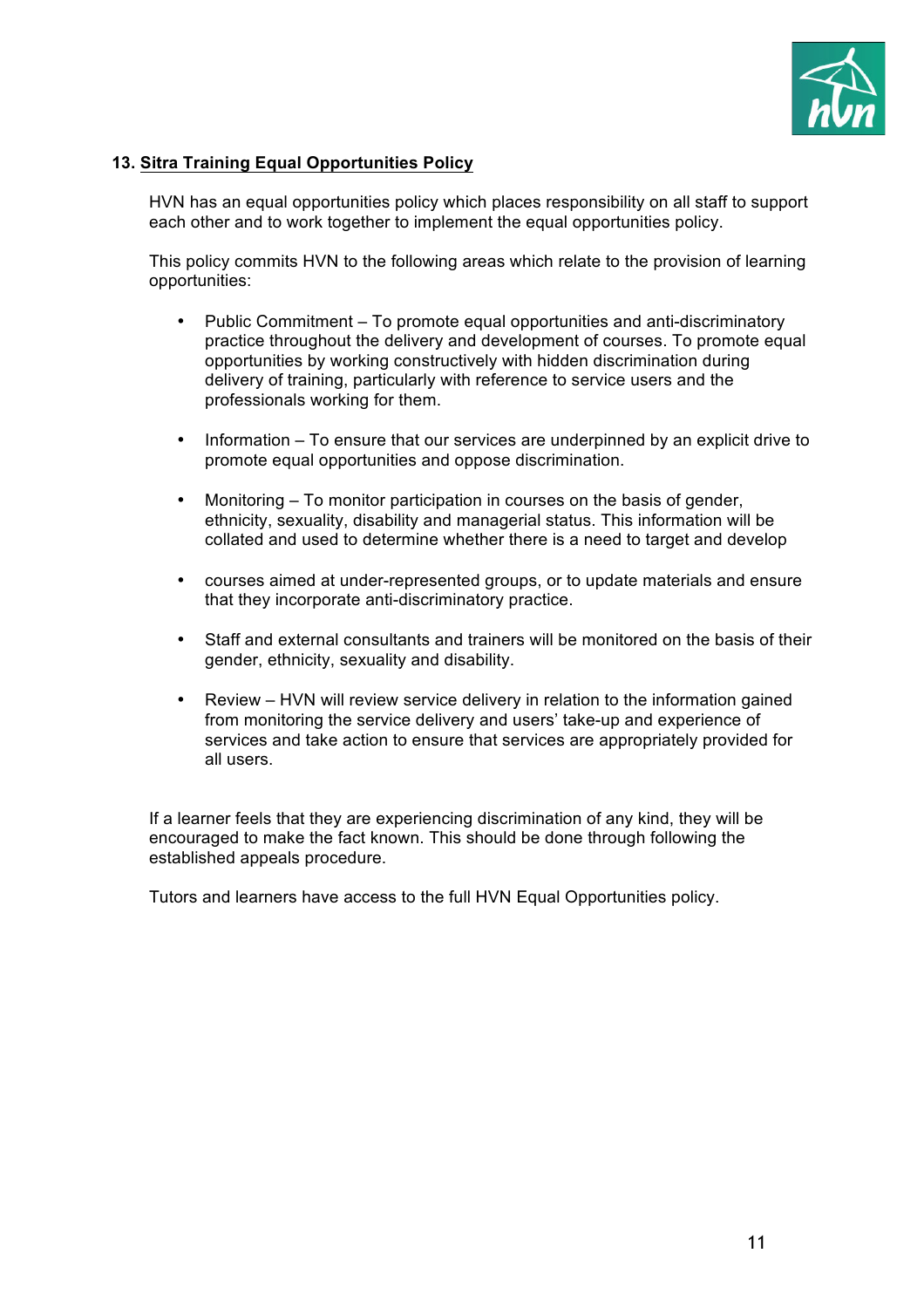## 13. Sitra Training Equal Opportunities Policy

HVN has an equal opportunities policy which places responsibility on all staff to support each other and to work together to implement the equal opportunities policy.

This policy commits HVN to the following areas which relate to the provision of learning opportunities:

- Public Commitment – To promote equal opportunities and anti-discriminatory practice throughout the delivery and development of courses. To promote equal opportunities by working constructively with hidden discrimination during delivery of training, particularly with reference to service users and the professionals working for them.

- Information – To ensure that our services are underpinned by an explicit drive to promote equal opportunities and oppose discrimination.

- Monitoring – To monitor participation in courses on the basis of gender, ethnicity, sexuality, disability and managerial status. This information will be collated and used to determine whether there is a need to target and develop

- courses aimed at under-represented groups, or to update materials and ensure that they incorporate anti-discriminatory practice.

- Staff and external consultants and trainers will be monitored on the basis of their gender, ethnicity, sexuality and disability.

- Review – HVN will review service delivery in relation to the information gained from monitoring the service delivery and users' take-up and experience of services and take action to ensure that services are appropriately provided for all users.

If a learner feels that they are experiencing discrimination of any kind, they will be encouraged to make the fact known. This should be done through following the established appeals procedure.

Tutors and learners have access to the full HVN Equal Opportunities policy.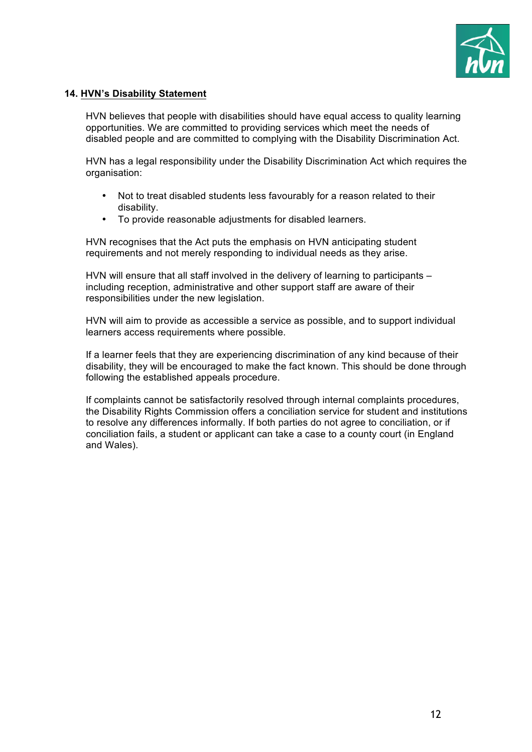## 14. HVN's Disability Statement

HVN believes that people with disabilities should have equal access to quality learning opportunities. We are committed to providing services which meet the needs of disabled people and are committed to complying with the Disability Discrimination Act.

HVN has a legal responsibility under the Disability Discrimination Act which requires the organisation:

- Not to treat disabled students less favourably for a reason related to their disability.
- To provide reasonable adjustments for disabled learners.

HVN recognises that the Act puts the emphasis on HVN anticipating student requirements and not merely responding to individual needs as they arise.

HVN will ensure that all staff involved in the delivery of learning to participants – including reception, administrative and other support staff are aware of their responsibilities under the new legislation.

HVN will aim to provide as accessible a service as possible, and to support individual learners access requirements where possible.

If a learner feels that they are experiencing discrimination of any kind because of their disability, they will be encouraged to make the fact known. This should be done through following the established appeals procedure.

If complaints cannot be satisfactorily resolved through internal complaints procedures, the Disability Rights Commission offers a conciliation service for student and institutions to resolve any differences informally. If both parties do not agree to conciliation, or if conciliation fails, a student or applicant can take a case to a county court (in England and Wales).